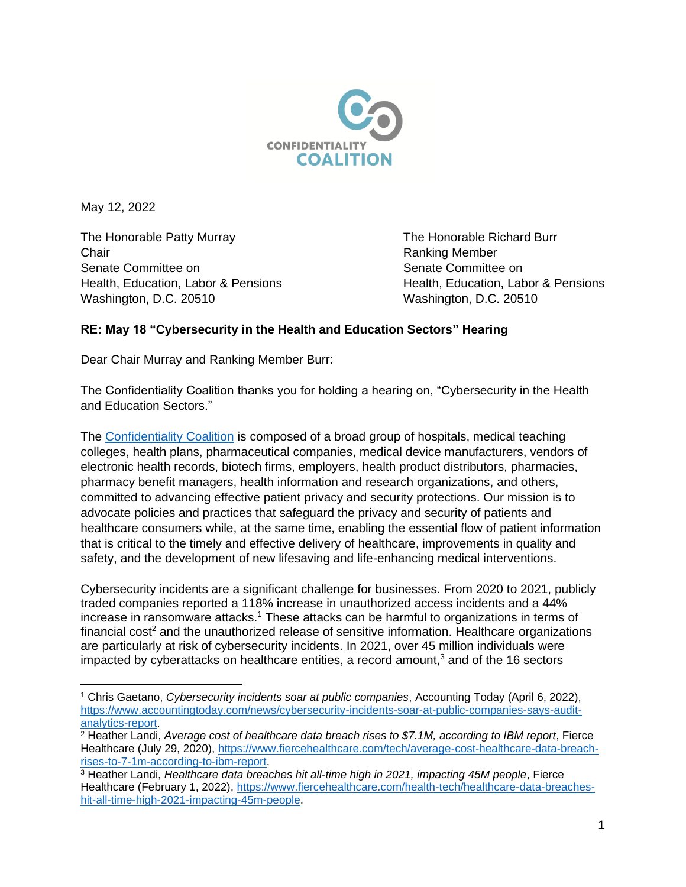CONFIDENTIALITY COALITION

May 12, 2022

The Honorable Patty Murray
Chair
Senate Committee on
Health, Education, Labor & Pensions
Washington, D.C. 20510

The Honorable Richard Burr
Ranking Member
Senate Committee on
Health, Education, Labor & Pensions
Washington, D.C. 20510

**RE: May 18 "Cybersecurity in the Health and Education Sectors" Hearing**

Dear Chair Murray and Ranking Member Burr:

The Confidentiality Coalition thanks you for holding a hearing on, "Cybersecurity in the Health and Education Sectors."

The [Confidentiality Coalition](#) is composed of a broad group of hospitals, medical teaching colleges, health plans, pharmaceutical companies, medical device manufacturers, vendors of electronic health records, biotech firms, employers, health product distributors, pharmacies, pharmacy benefit managers, health information and research organizations, and others, committed to advancing effective patient privacy and security protections. Our mission is to advocate policies and practices that safeguard the privacy and security of patients and healthcare consumers while, at the same time, enabling the essential flow of patient information that is critical to the timely and effective delivery of healthcare, improvements in quality and safety, and the development of new lifesaving and life-enhancing medical interventions.

Cybersecurity incidents are a significant challenge for businesses. From 2020 to 2021, publicly traded companies reported a 118% increase in unauthorized access incidents and a 44% increase in ransomware attacks.[1] These attacks can be harmful to organizations in terms of financial cost[2] and the unauthorized release of sensitive information. Healthcare organizations are particularly at risk of cybersecurity incidents. In 2021, over 45 million individuals were impacted by cyberattacks on healthcare entities, a record amount,[3] and of the 16 sectors

---

[1] Chris Gaetano, *Cybersecurity incidents soar at public companies*, Accounting Today (April 6, 2022), https://www.accountingtoday.com/news/cybersecurity-incidents-soar-at-public-companies-says-audit-analytics-report.

[2] Heather Landi, *Average cost of healthcare data breach rises to $7.1M, according to IBM report*, Fierce Healthcare (July 29, 2020), https://www.fiercehealthcare.com/tech/average-cost-healthcare-data-breach-rises-to-7-1m-according-to-ibm-report.

[3] Heather Landi, *Healthcare data breaches hit all-time high in 2021, impacting 45M people*, Fierce Healthcare (February 1, 2022), https://www.fiercehealthcare.com/health-tech/healthcare-data-breaches-hit-all-time-high-2021-impacting-45m-people.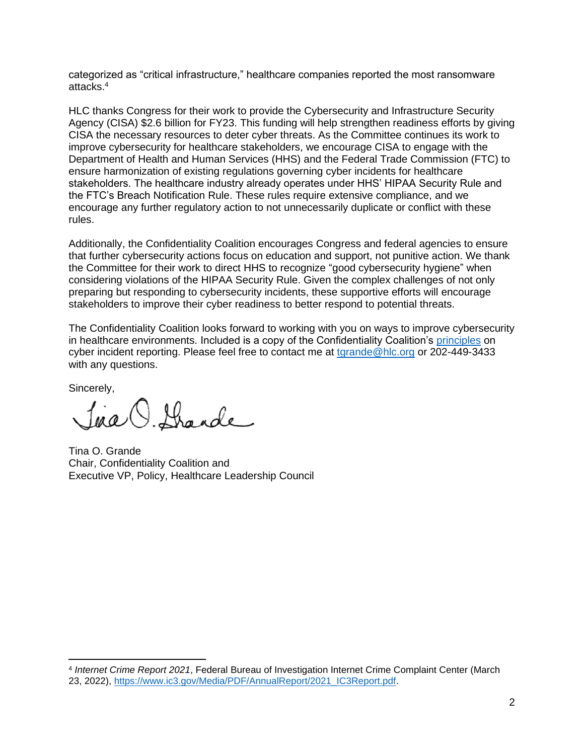categorized as "critical infrastructure," healthcare companies reported the most ransomware attacks.[4]

HLC thanks Congress for their work to provide the Cybersecurity and Infrastructure Security Agency (CISA) $2.6 billion for FY23. This funding will help strengthen readiness efforts by giving CISA the necessary resources to deter cyber threats. As the Committee continues its work to improve cybersecurity for healthcare stakeholders, we encourage CISA to engage with the Department of Health and Human Services (HHS) and the Federal Trade Commission (FTC) to ensure harmonization of existing regulations governing cyber incidents for healthcare stakeholders. The healthcare industry already operates under HHS' HIPAA Security Rule and the FTC's Breach Notification Rule. These rules require extensive compliance, and we encourage any further regulatory action to not unnecessarily duplicate or conflict with these rules.

Additionally, the Confidentiality Coalition encourages Congress and federal agencies to ensure that further cybersecurity actions focus on education and support, not punitive action. We thank the Committee for their work to direct HHS to recognize "good cybersecurity hygiene" when considering violations of the HIPAA Security Rule. Given the complex challenges of not only preparing but responding to cybersecurity incidents, these supportive efforts will encourage stakeholders to improve their cyber readiness to better respond to potential threats.

The Confidentiality Coalition looks forward to working with you on ways to improve cybersecurity in healthcare environments. Included is a copy of the Confidentiality Coalition's [principles]() on cyber incident reporting. Please feel free to contact me at [tgrande@hlc.org](mailto:tgrande@hlc.org) or 202-449-3433 with any questions.

Sincerely,

Tina O. Grande

Tina O. Grande
Chair, Confidentiality Coalition and
Executive VP, Policy, Healthcare Leadership Council

---

[4] *Internet Crime Report 2021*, Federal Bureau of Investigation Internet Crime Complaint Center (March 23, 2022), https://www.ic3.gov/Media/PDF/AnnualReport/2021_IC3Report.pdf.